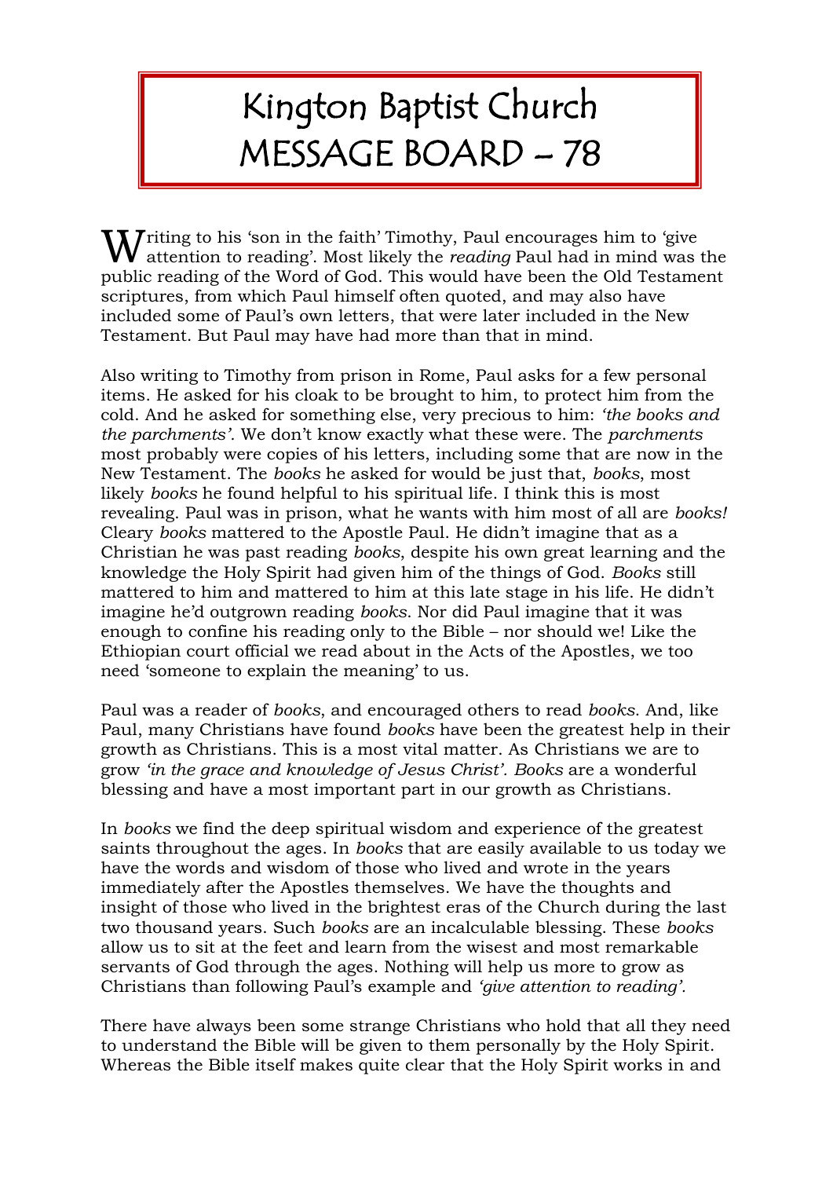# Kington Baptist Church MESSAGE BOARD – 78

Writing to his 'son in the faith' Timothy, Paul encourages him to 'give attention to reading'. Most likely the *reading* Paul had in mind was the public reading of the Word of God. This would have been the Old Testament scriptures, from which Paul himself often quoted, and may also have included some of Paul's own letters, that were later included in the New Testament. But Paul may have had more than that in mind.

Also writing to Timothy from prison in Rome, Paul asks for a few personal items. He asked for his cloak to be brought to him, to protect him from the cold. And he asked for something else, very precious to him: *'the books and the parchments'*. We don't know exactly what these were. The *parchments* most probably were copies of his letters, including some that are now in the New Testament. The *books* he asked for would be just that, *books*, most likely *books* he found helpful to his spiritual life. I think this is most revealing. Paul was in prison, what he wants with him most of all are *books!* Cleary *books* mattered to the Apostle Paul. He didn't imagine that as a Christian he was past reading *books*, despite his own great learning and the knowledge the Holy Spirit had given him of the things of God. *Books* still mattered to him and mattered to him at this late stage in his life. He didn't imagine he'd outgrown reading *books*. Nor did Paul imagine that it was enough to confine his reading only to the Bible – nor should we! Like the Ethiopian court official we read about in the Acts of the Apostles, we too need 'someone to explain the meaning' to us.

Paul was a reader of *books*, and encouraged others to read *books*. And, like Paul, many Christians have found *books* have been the greatest help in their growth as Christians. This is a most vital matter. As Christians we are to grow *'in the grace and knowledge of Jesus Christ'*. *Books* are a wonderful blessing and have a most important part in our growth as Christians.

In *books* we find the deep spiritual wisdom and experience of the greatest saints throughout the ages. In *books* that are easily available to us today we have the words and wisdom of those who lived and wrote in the years immediately after the Apostles themselves. We have the thoughts and insight of those who lived in the brightest eras of the Church during the last two thousand years. Such *books* are an incalculable blessing. These *books* allow us to sit at the feet and learn from the wisest and most remarkable servants of God through the ages. Nothing will help us more to grow as Christians than following Paul's example and *'give attention to reading'*.

There have always been some strange Christians who hold that all they need to understand the Bible will be given to them personally by the Holy Spirit. Whereas the Bible itself makes quite clear that the Holy Spirit works in and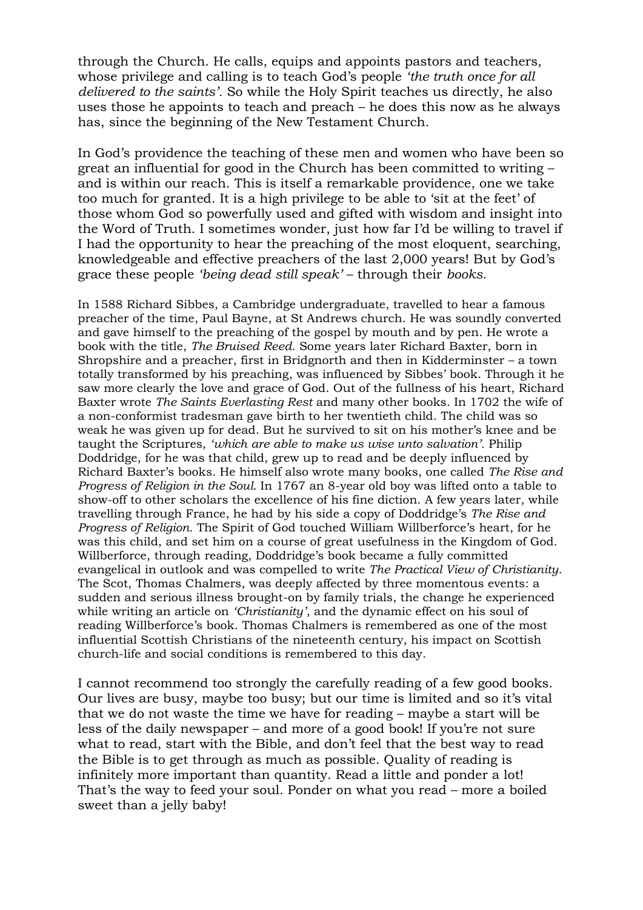through the Church. He calls, equips and appoints pastors and teachers, whose privilege and calling is to teach God's people *'the truth once for all delivered to the saints'.* So while the Holy Spirit teaches us directly, he also uses those he appoints to teach and preach – he does this now as he always has, since the beginning of the New Testament Church.

In God's providence the teaching of these men and women who have been so great an influential for good in the Church has been committed to writing – and is within our reach. This is itself a remarkable providence, one we take too much for granted. It is a high privilege to be able to 'sit at the feet' of those whom God so powerfully used and gifted with wisdom and insight into the Word of Truth. I sometimes wonder, just how far I'd be willing to travel if I had the opportunity to hear the preaching of the most eloquent, searching, knowledgeable and effective preachers of the last 2,000 years! But by God's grace these people *'being dead still speak'* – through their *books*.

In 1588 Richard Sibbes, a Cambridge undergraduate, travelled to hear a famous preacher of the time, Paul Bayne, at St Andrews church. He was soundly converted and gave himself to the preaching of the gospel by mouth and by pen. He wrote a book with the title, *The Bruised Reed.* Some years later Richard Baxter, born in Shropshire and a preacher, first in Bridgnorth and then in Kidderminster – a town totally transformed by his preaching, was influenced by Sibbes' book. Through it he saw more clearly the love and grace of God. Out of the fullness of his heart, Richard Baxter wrote *The Saints Everlasting Rest* and many other books. In 1702 the wife of a non-conformist tradesman gave birth to her twentieth child. The child was so weak he was given up for dead. But he survived to sit on his mother's knee and be taught the Scriptures, *'which are able to make us wise unto salvation'.* Philip Doddridge, for he was that child, grew up to read and be deeply influenced by Richard Baxter's books. He himself also wrote many books, one called *The Rise and Progress of Religion in the Soul.* In 1767 an 8-year old boy was lifted onto a table to show-off to other scholars the excellence of his fine diction. A few years later, while travelling through France, he had by his side a copy of Doddridge's *The Rise and Progress of Religion.* The Spirit of God touched William Willberforce's heart, for he was this child, and set him on a course of great usefulness in the Kingdom of God. Willberforce, through reading, Doddridge's book became a fully committed evangelical in outlook and was compelled to write *The Practical View of Christianity*. The Scot, Thomas Chalmers, was deeply affected by three momentous events: a sudden and serious illness brought-on by family trials, the change he experienced while writing an article on *'Christianity'*, and the dynamic effect on his soul of reading Willberforce's book. Thomas Chalmers is remembered as one of the most influential Scottish Christians of the nineteenth century, his impact on Scottish church-life and social conditions is remembered to this day.

I cannot recommend too strongly the carefully reading of a few good books. Our lives are busy, maybe too busy; but our time is limited and so it's vital that we do not waste the time we have for reading – maybe a start will be less of the daily newspaper – and more of a good book! If you're not sure what to read, start with the Bible, and don't feel that the best way to read the Bible is to get through as much as possible. Quality of reading is infinitely more important than quantity. Read a little and ponder a lot! That's the way to feed your soul. Ponder on what you read – more a boiled sweet than a jelly baby!